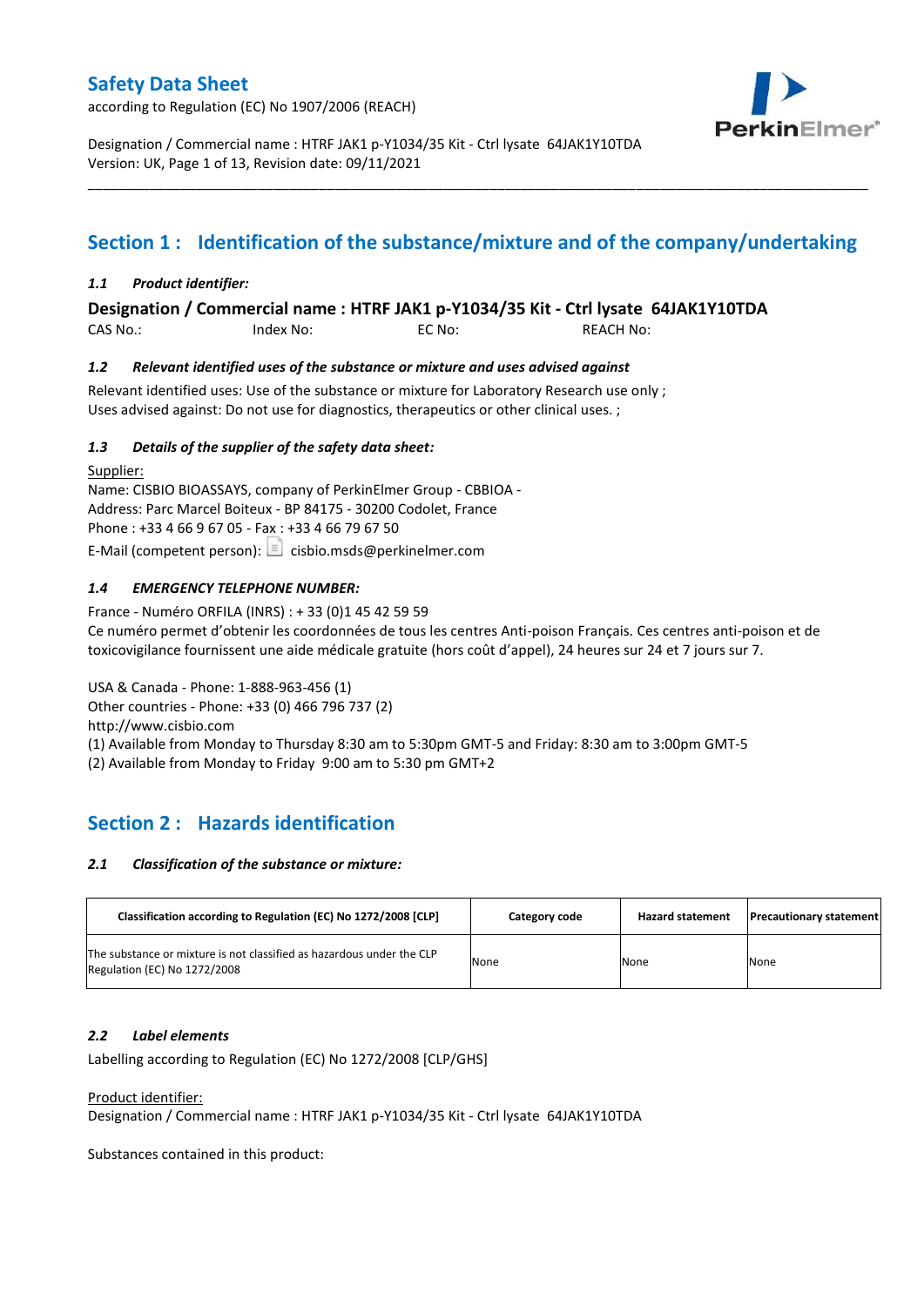# Safety Data Sheet

according to Regulation (EC) No 1907/2006 (REACH)

Designation / Commercial name : HTRF JAK1 p-Y1034/35 Kit - Ctrl lysate 64JAK1Y10TDA
Version: UK, Page 1 of 13, Revision date: 09/11/2021

## Section 1 : Identification of the substance/mixture and of the company/undertaking

### *1.1 Product identifier:*

**Designation / Commercial name : HTRF JAK1 p-Y1034/35 Kit - Ctrl lysate 64JAK1Y10TDA**

CAS No.: Index No: EC No: REACH No:

### *1.2 Relevant identified uses of the substance or mixture and uses advised against*

Relevant identified uses: Use of the substance or mixture for Laboratory Research use only ;
Uses advised against: Do not use for diagnostics, therapeutics or other clinical uses. ;

### *1.3 Details of the supplier of the safety data sheet:*

Supplier:
Name: CISBIO BIOASSAYS, company of PerkinElmer Group - CBBIOA -
Address: Parc Marcel Boiteux - BP 84175 - 30200 Codolet, France
Phone : +33 4 66 9 67 05 - Fax : +33 4 66 79 67 50
E-Mail (competent person): cisbio.msds@perkinelmer.com

### *1.4 EMERGENCY TELEPHONE NUMBER:*

France - Numéro ORFILA (INRS) : + 33 (0)1 45 42 59 59
Ce numéro permet d'obtenir les coordonnées de tous les centres Anti-poison Français. Ces centres anti-poison et de toxicovigilance fournissent une aide médicale gratuite (hors coût d'appel), 24 heures sur 24 et 7 jours sur 7.

USA & Canada - Phone: 1-888-963-456 (1)
Other countries - Phone: +33 (0) 466 796 737 (2)
http://www.cisbio.com
(1) Available from Monday to Thursday 8:30 am to 5:30pm GMT-5 and Friday: 8:30 am to 3:00pm GMT-5
(2) Available from Monday to Friday 9:00 am to 5:30 pm GMT+2

## Section 2 : Hazards identification

### *2.1 Classification of the substance or mixture:*

| Classification according to Regulation (EC) No 1272/2008 [CLP] | Category code | Hazard statement | Precautionary statement |
|---|---|---|---|
| The substance or mixture is not classified as hazardous under the CLP Regulation (EC) No 1272/2008 | None | None | None |

### *2.2 Label elements*

Labelling according to Regulation (EC) No 1272/2008 [CLP/GHS]

Product identifier:
Designation / Commercial name : HTRF JAK1 p-Y1034/35 Kit - Ctrl lysate 64JAK1Y10TDA

Substances contained in this product: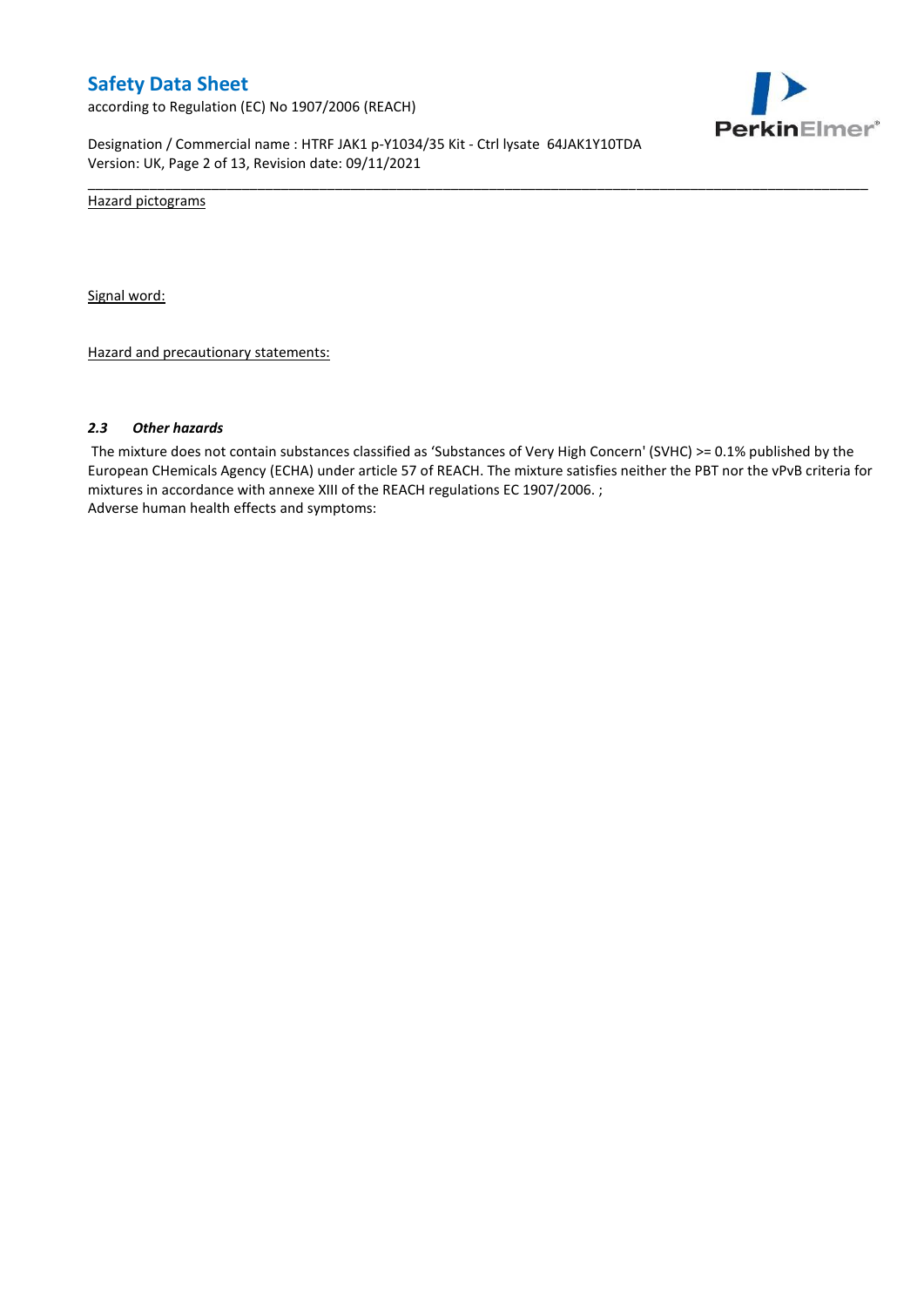Hazard pictograms

Signal word:

Hazard and precautionary statements:

### *2.3 Other hazards*

The mixture does not contain substances classified as 'Substances of Very High Concern' (SVHC) >= 0.1% published by the European CHemicals Agency (ECHA) under article 57 of REACH. The mixture satisfies neither the PBT nor the vPvB criteria for mixtures in accordance with annexe XIII of the REACH regulations EC 1907/2006. ;

Adverse human health effects and symptoms: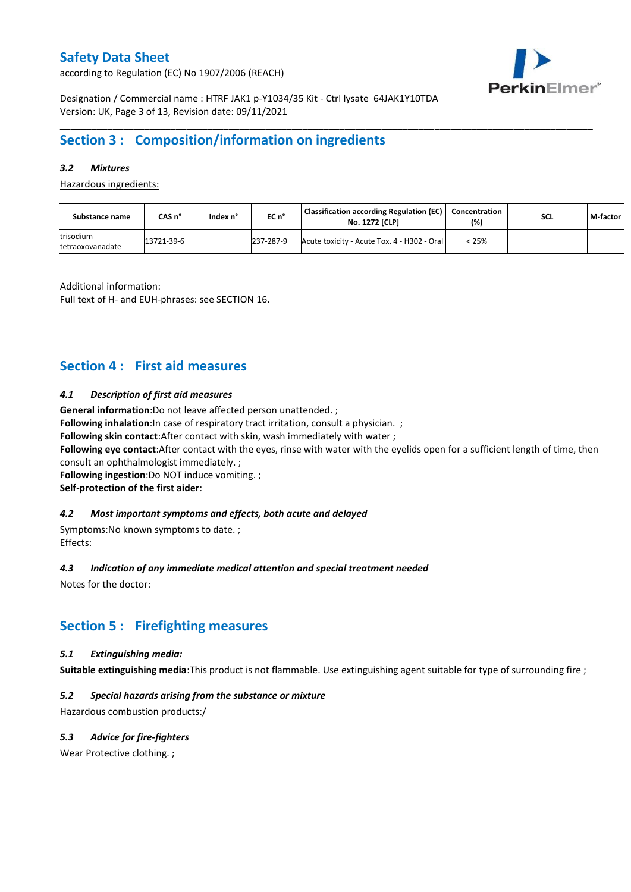## Section 3 : Composition/information on ingredients

### 3.2 Mixtures

Hazardous ingredients:

| Substance name | CAS n° | Index n° | EC n° | Classification according Regulation (EC) No. 1272 [CLP] | Concentration (%) | SCL | M-factor |
|---|---|---|---|---|---|---|---|
| trisodium tetraoxovanadate | 13721-39-6 | | 237-287-9 | Acute toxicity - Acute Tox. 4 - H302 - Oral | < 25% | | |

Additional information:
Full text of H- and EUH-phrases: see SECTION 16.

## Section 4 : First aid measures

### 4.1 Description of first aid measures

**General information**:Do not leave affected person unattended. ;
**Following inhalation**:In case of respiratory tract irritation, consult a physician. ;
**Following skin contact**:After contact with skin, wash immediately with water ;
**Following eye contact**:After contact with the eyes, rinse with water with the eyelids open for a sufficient length of time, then consult an ophthalmologist immediately. ;
**Following ingestion**:Do NOT induce vomiting. ;
**Self-protection of the first aider**:

### 4.2 Most important symptoms and effects, both acute and delayed

Symptoms:No known symptoms to date. ;
Effects:

### 4.3 Indication of any immediate medical attention and special treatment needed

Notes for the doctor:

## Section 5 : Firefighting measures

### 5.1 Extinguishing media:

**Suitable extinguishing media**:This product is not flammable. Use extinguishing agent suitable for type of surrounding fire ;

### 5.2 Special hazards arising from the substance or mixture

Hazardous combustion products:/

### 5.3 Advice for fire-fighters

Wear Protective clothing. ;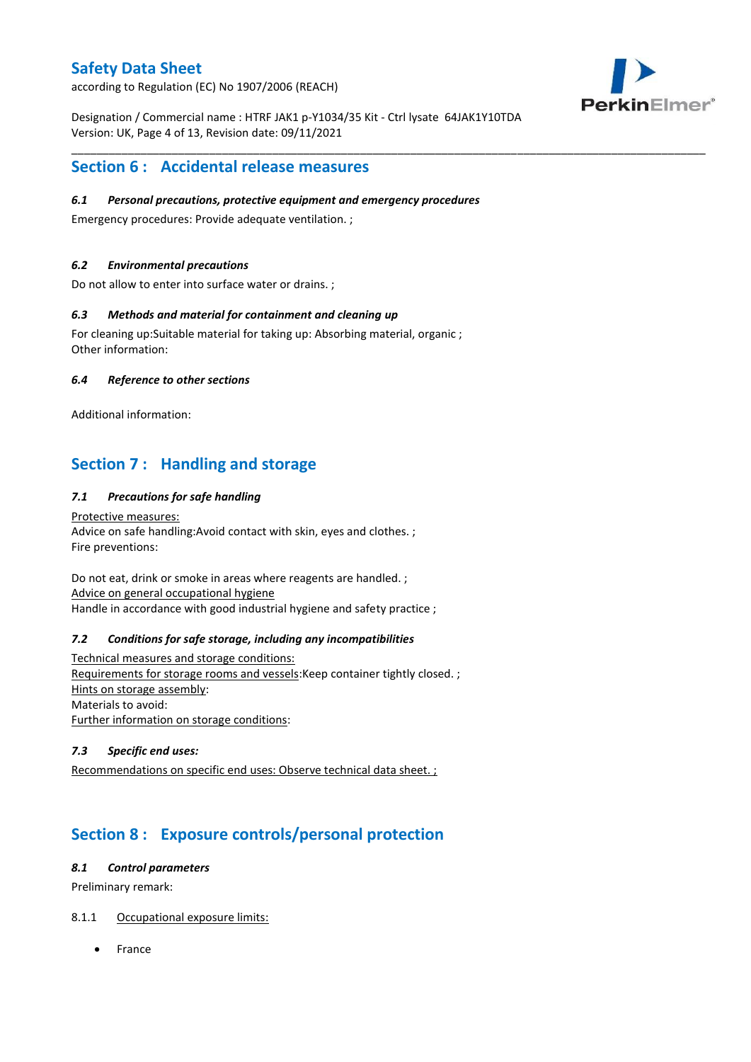## Section 6 : Accidental release measures

### *6.1 Personal precautions, protective equipment and emergency procedures*

Emergency procedures: Provide adequate ventilation. ;

### *6.2 Environmental precautions*

Do not allow to enter into surface water or drains. ;

### *6.3 Methods and material for containment and cleaning up*

For cleaning up:Suitable material for taking up: Absorbing material, organic ;
Other information:

### *6.4 Reference to other sections*

Additional information:

## Section 7 : Handling and storage

### *7.1 Precautions for safe handling*

Protective measures:
Advice on safe handling:Avoid contact with skin, eyes and clothes. ;
Fire preventions:

Do not eat, drink or smoke in areas where reagents are handled. ;
Advice on general occupational hygiene
Handle in accordance with good industrial hygiene and safety practice ;

### *7.2 Conditions for safe storage, including any incompatibilities*

Technical measures and storage conditions:
Requirements for storage rooms and vessels:Keep container tightly closed. ;
Hints on storage assembly:
Materials to avoid:
Further information on storage conditions:

### *7.3 Specific end uses:*

Recommendations on specific end uses: Observe technical data sheet. ;

## Section 8 : Exposure controls/personal protection

### *8.1 Control parameters*

Preliminary remark:

8.1.1 Occupational exposure limits:

- France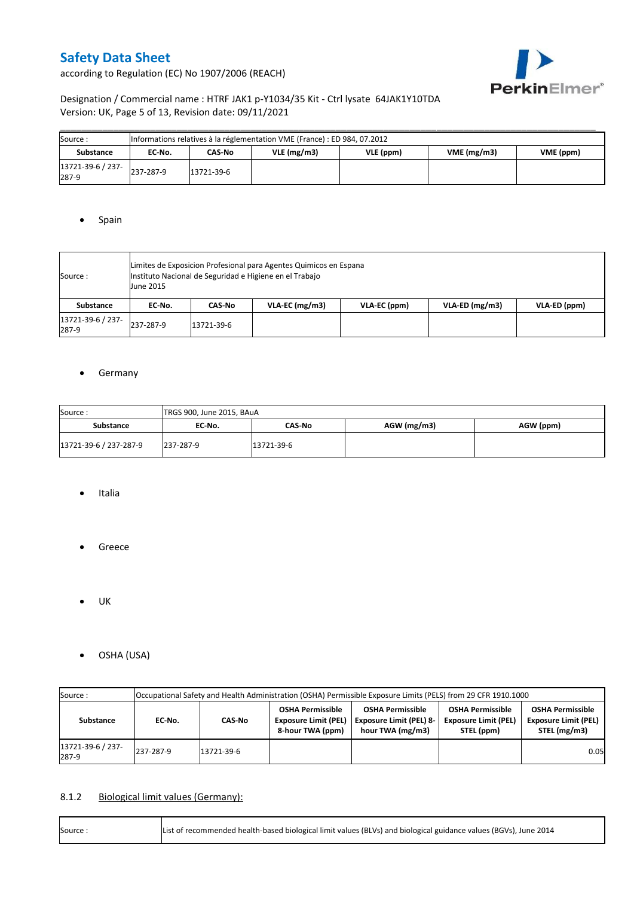| Source : | Informations relatives à la réglementation VME (France) : ED 984, 07.2012 | | | | | |
|---|---|---|---|---|---|---|
| **Substance** | **EC-No.** | **CAS-No** | **VLE (mg/m3)** | **VLE (ppm)** | **VME (mg/m3)** | **VME (ppm)** |
| 13721-39-6 / 237-287-9 | 237-287-9 | 13721-39-6 | | | | |

- Spain

| Source : | Limites de Exposicion Profesional para Agentes Quimicos en Espana<br>Instituto Nacional de Seguridad e Higiene en el Trabajo<br>June 2015 | | | | | |
|---|---|---|---|---|---|---|
| **Substance** | **EC-No.** | **CAS-No** | **VLA-EC (mg/m3)** | **VLA-EC (ppm)** | **VLA-ED (mg/m3)** | **VLA-ED (ppm)** |
| 13721-39-6 / 237-287-9 | 237-287-9 | 13721-39-6 | | | | |

- Germany

| Source : | TRGS 900, June 2015, BAuA | | | |
|---|---|---|---|---|
| **Substance** | **EC-No.** | **CAS-No** | **AGW (mg/m3)** | **AGW (ppm)** |
| 13721-39-6 / 237-287-9 | 237-287-9 | 13721-39-6 | | |

- Italia

- Greece

- UK

- OSHA (USA)

| Source : | Occupational Safety and Health Administration (OSHA) Permissible Exposure Limits (PELS) from 29 CFR 1910.1000 | | | | | |
|---|---|---|---|---|---|---|
| **Substance** | **EC-No.** | **CAS-No** | **OSHA Permissible Exposure Limit (PEL) 8-hour TWA (ppm)** | **OSHA Permissible Exposure Limit (PEL) 8-hour TWA (mg/m3)** | **OSHA Permissible Exposure Limit (PEL) STEL (ppm)** | **OSHA Permissible Exposure Limit (PEL) STEL (mg/m3)** |
| 13721-39-6 / 237-287-9 | 237-287-9 | 13721-39-6 | | | | 0.05 |

### 8.1.2 Biological limit values (Germany):

| Source : | List of recommended health-based biological limit values (BLVs) and biological guidance values (BGVs), June 2014 |
|---|---|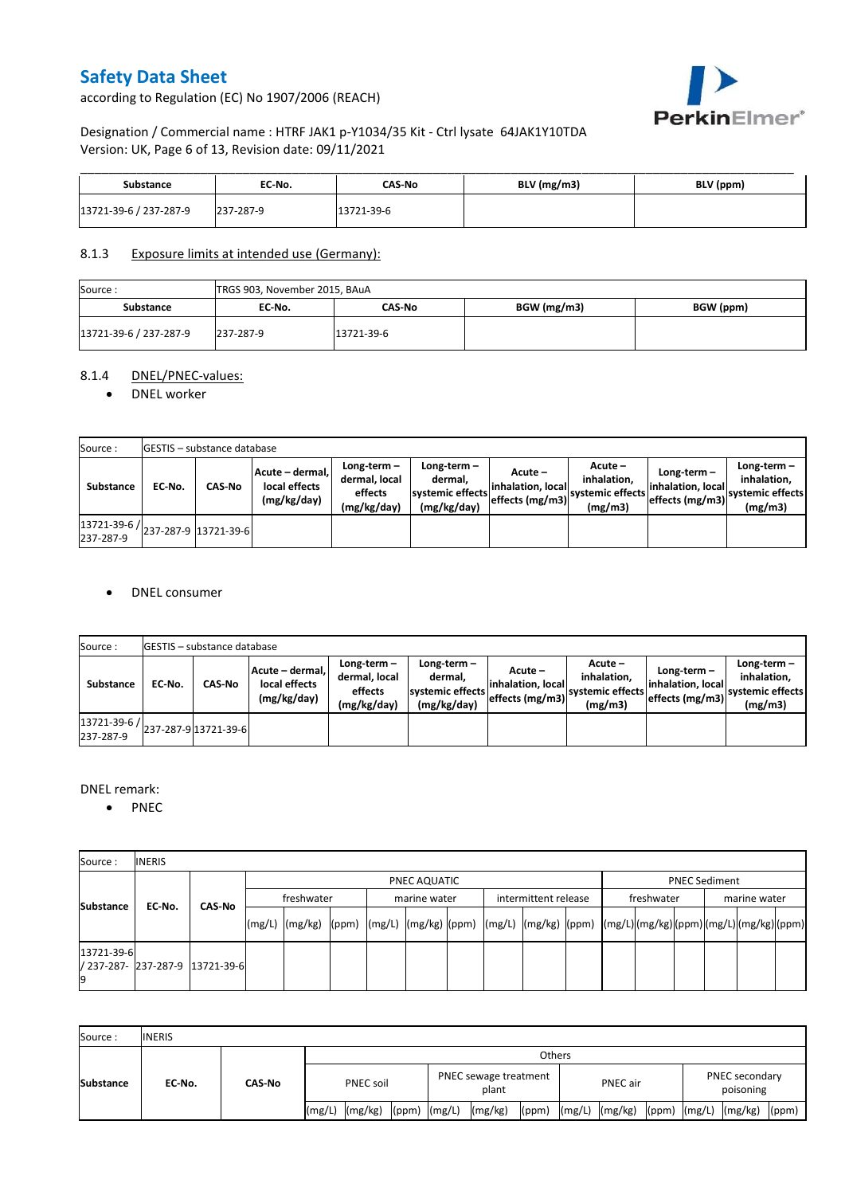| Substance | EC-No. | CAS-No | BLV (mg/m3) | BLV (ppm) |
|---|---|---|---|---|
| 13721-39-6 / 237-287-9 | 237-287-9 | 13721-39-6 | | |

### 8.1.3 Exposure limits at intended use (Germany):

| Source : | TRGS 903, November 2015, BAuA | | | |
|---|---|---|---|---|
| **Substance** | **EC-No.** | **CAS-No** | **BGW (mg/m3)** | **BGW (ppm)** |
| 13721-39-6 / 237-287-9 | 237-287-9 | 13721-39-6 | | |

### 8.1.4 DNEL/PNEC-values:

- DNEL worker

| Source : | GESTIS – substance database | | | | | | | | |
|---|---|---|---|---|---|---|---|---|---|
| **Substance** | **EC-No.** | **CAS-No** | **Acute – dermal, local effects (mg/kg/day)** | **Long-term – dermal, local effects (mg/kg/day)** | **Long-term – dermal, systemic effects (mg/kg/day)** | **Acute – inhalation, local effects (mg/m3)** | **Acute – inhalation, systemic effects (mg/m3)** | **Long-term – inhalation, local effects (mg/m3)** | **Long-term – inhalation, systemic effects (mg/m3)** |
| 13721-39-6 / 237-287-9 | 237-287-9 | 13721-39-6 | | | | | | | |

- DNEL consumer

| Source : | GESTIS – substance database | | | | | | | | |
|---|---|---|---|---|---|---|---|---|---|
| **Substance** | **EC-No.** | **CAS-No** | **Acute – dermal, local effects (mg/kg/day)** | **Long-term – dermal, local effects (mg/kg/day)** | **Long-term – dermal, systemic effects (mg/kg/day)** | **Acute – inhalation, local effects (mg/m3)** | **Acute – inhalation, systemic effects (mg/m3)** | **Long-term – inhalation, local effects (mg/m3)** | **Long-term – inhalation, systemic effects (mg/m3)** |
| 13721-39-6 / 237-287-9 | 237-287-9 | 13721-39-6 | | | | | | | |

DNEL remark:

- PNEC

| Source : | INERIS | | | | | | | | | | | | | | | | | |
|---|---|---|---|---|---|---|---|---|---|---|---|---|---|---|---|---|---|---|
| **Substance** | **EC-No.** | **CAS-No** | PNEC AQUATIC | | | | | | | | | PNEC Sediment | | | | | |
| | | | freshwater | | | marine water | | | intermittent release | | | freshwater | | | marine water | | |
| | | | (mg/L) | (mg/kg) | (ppm) | (mg/L) | (mg/kg) | (ppm) | (mg/L) | (mg/kg) | (ppm) | (mg/L) | (mg/kg) | (ppm) | (mg/L) | (mg/kg) | (ppm) |
| 13721-39-6 / 237-287-9 | 237-287-9 | 13721-39-6 | | | | | | | | | | | | | | | |

| Source : | INERIS | | | | | | | | | | | | | |
|---|---|---|---|---|---|---|---|---|---|---|---|---|---|---|
| **Substance** | **EC-No.** | **CAS-No** | Others | | | | | | | | | | | |
| | | | PNEC soil | | | PNEC sewage treatment plant | | | PNEC air | | | PNEC secondary poisoning | | |
| | | | (mg/L) | (mg/kg) | (ppm) | (mg/L) | (mg/kg) | (ppm) | (mg/L) | (mg/kg) | (ppm) | (mg/L) | (mg/kg) | (ppm) |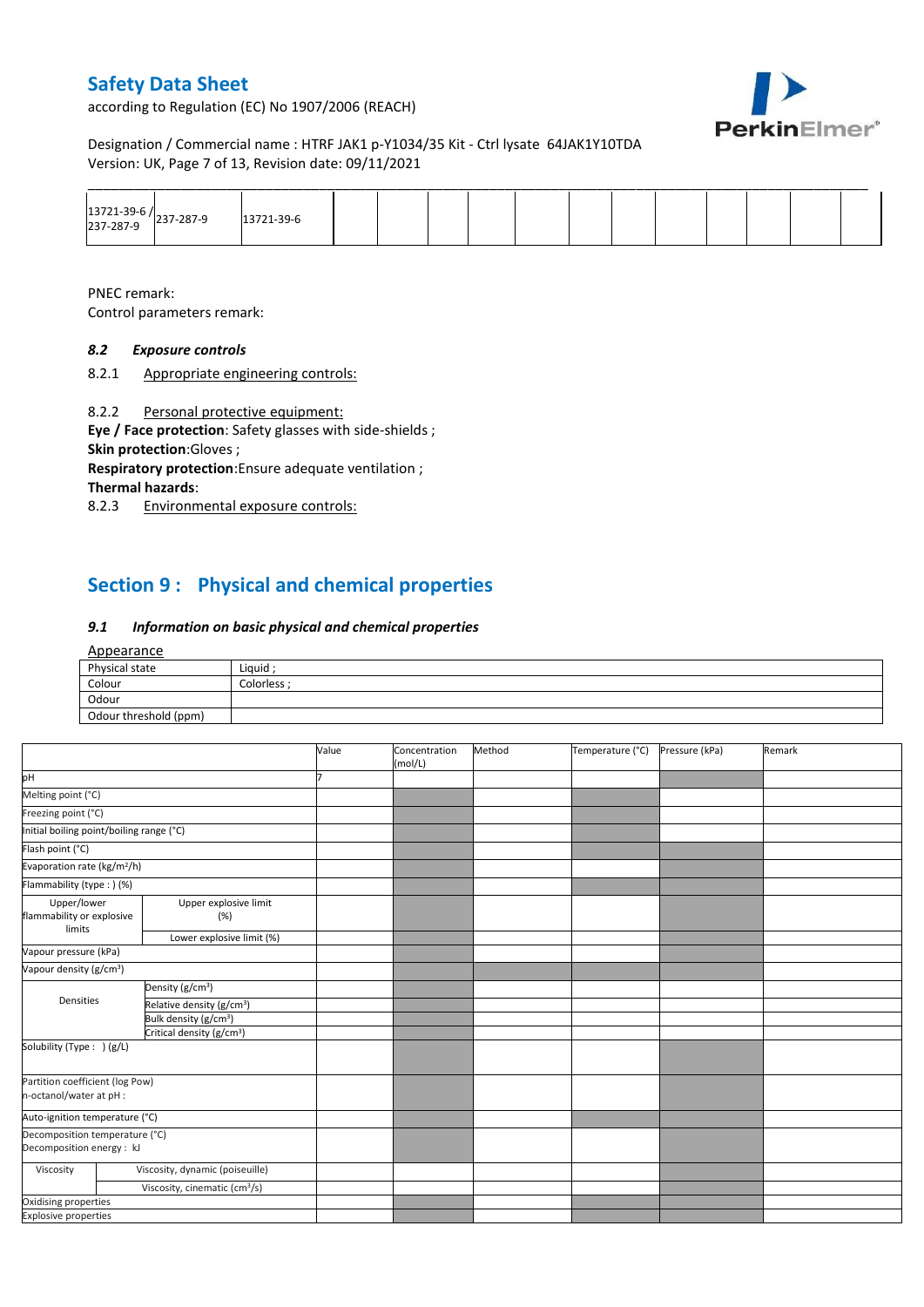| 13721-39-6 / 237-287-9 | 237-287-9 | 13721-39-6 | | | | | | | | | | |
|---|---|---|---|---|---|---|---|---|---|---|---|---|

PNEC remark:

Control parameters remark:

### *8.2 Exposure controls*

8.2.1 Appropriate engineering controls:

8.2.2 Personal protective equipment:

**Eye / Face protection**: Safety glasses with side-shields ;

**Skin protection**:Gloves ;

**Respiratory protection**:Ensure adequate ventilation ;

**Thermal hazards**:

8.2.3 Environmental exposure controls:

## Section 9 : Physical and chemical properties

### *9.1 Information on basic physical and chemical properties*

Appearance

| Physical state | Liquid ; |
|---|---|
| Colour | Colorless ; |
| Odour | |
| Odour threshold (ppm) | |

| | | Value | Concentration (mol/L) | Method | Temperature (°C) | Pressure (kPa) | Remark |
|---|---|---|---|---|---|---|---|
| pH | | 7 | | | | | |
| Melting point (°C) | | | | | | | |
| Freezing point (°C) | | | | | | | |
| Initial boiling point/boiling range (°C) | | | | | | | |
| Flash point (°C) | | | | | | | |
| Evaporation rate (kg/m²/h) | | | | | | | |
| Flammability (type : ) (%) | | | | | | | |
| Upper/lower flammability or explosive limits | Upper explosive limit (%) | | | | | | |
| | Lower explosive limit (%) | | | | | | |
| Vapour pressure (kPa) | | | | | | | |
| Vapour density (g/cm³) | | | | | | | |
| Densities | Density (g/cm³) | | | | | | |
| | Relative density (g/cm³) | | | | | | |
| | Bulk density (g/cm³) | | | | | | |
| | Critical density (g/cm³) | | | | | | |
| Solubility (Type : ) (g/L) | | | | | | | |
| Partition coefficient (log Pow) n-octanol/water at pH : | | | | | | | |
| Auto-ignition temperature (°C) | | | | | | | |
| Decomposition temperature (°C) Decomposition energy : kJ | | | | | | | |
| Viscosity | Viscosity, dynamic (poiseuille) | | | | | | |
| | Viscosity, cinematic (cm³/s) | | | | | | |
| Oxidising properties | | | | | | | |
| Explosive properties | | | | | | | |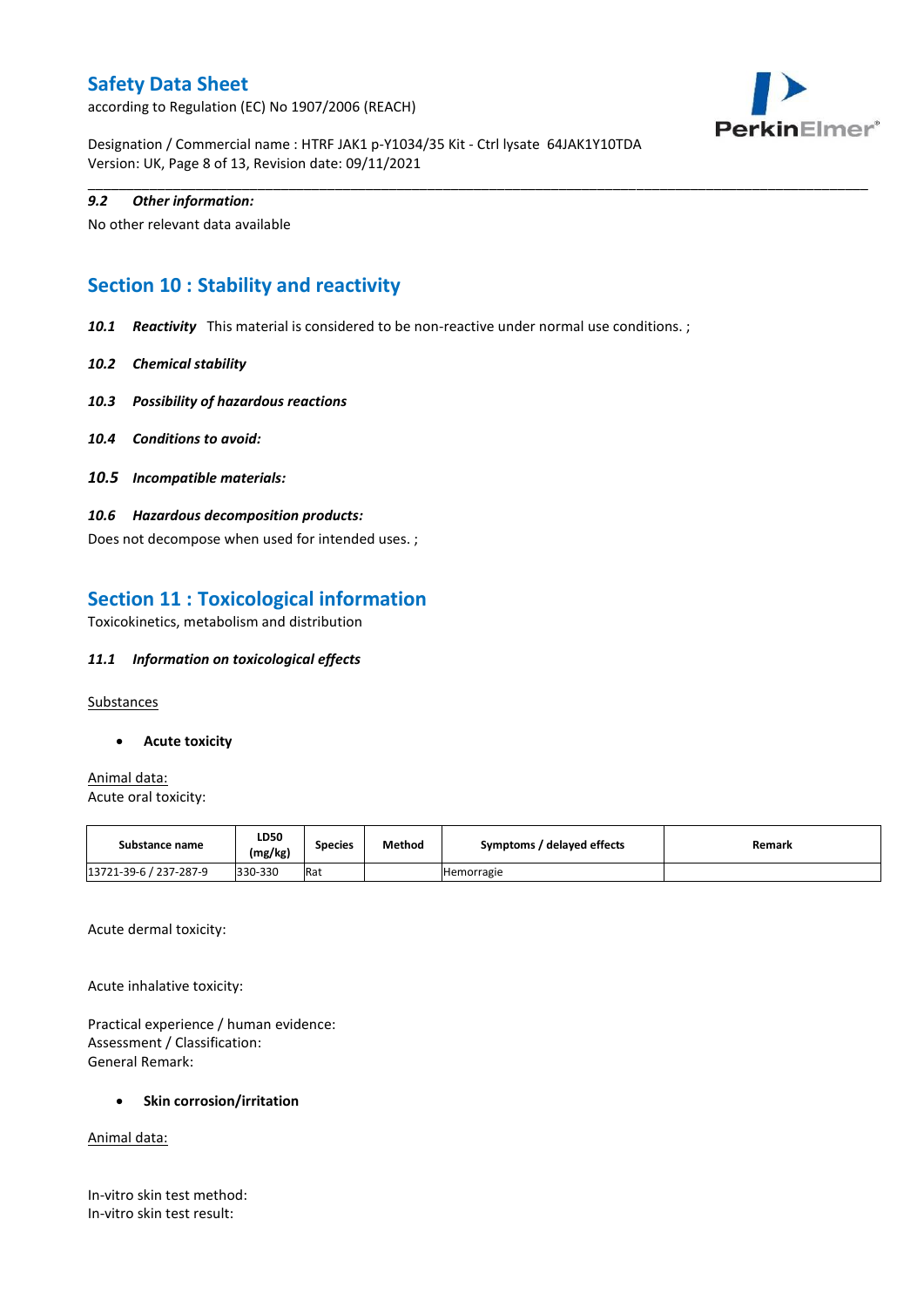### 9.2 Other information:

No other relevant data available

## Section 10 : Stability and reactivity

**10.1 *Reactivity*** This material is considered to be non-reactive under normal use conditions. ;

***10.2 Chemical stability***

***10.3 Possibility of hazardous reactions***

***10.4 Conditions to avoid:***

***10.5 Incompatible materials:***

***10.6 Hazardous decomposition products:***

Does not decompose when used for intended uses. ;

## Section 11 : Toxicological information

Toxicokinetics, metabolism and distribution

***11.1 Information on toxicological effects***

Substances

- **Acute toxicity**

Animal data:
Acute oral toxicity:

| Substance name | LD50 (mg/kg) | Species | Method | Symptoms / delayed effects | Remark |
|---|---|---|---|---|---|
| 13721-39-6 / 237-287-9 | 330-330 | Rat | | Hemorragie | |

Acute dermal toxicity:

Acute inhalative toxicity:

Practical experience / human evidence:
Assessment / Classification:
General Remark:

- **Skin corrosion/irritation**

Animal data:

In-vitro skin test method:
In-vitro skin test result: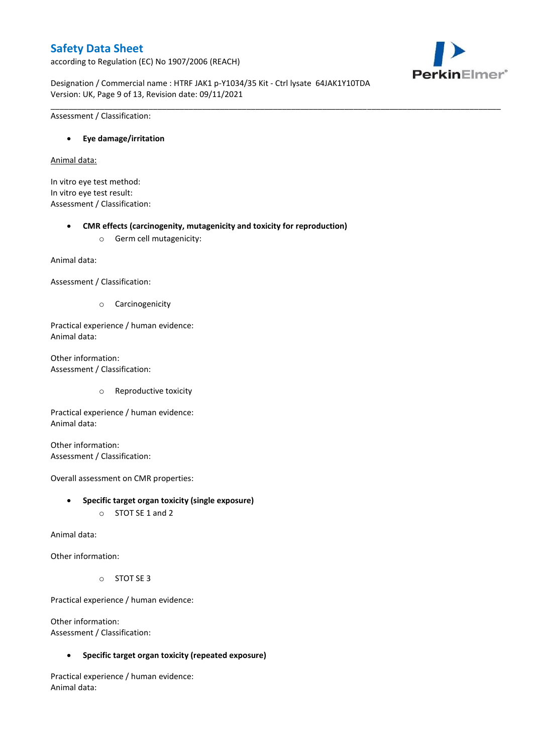Assessment / Classification:

- **Eye damage/irritation**

Animal data:

In vitro eye test method:
In vitro eye test result:
Assessment / Classification:

- **CMR effects (carcinogenity, mutagenicity and toxicity for reproduction)**
  - Germ cell mutagenicity:

Animal data:

Assessment / Classification:

  - Carcinogenicity

Practical experience / human evidence:
Animal data:

Other information:
Assessment / Classification:

  - Reproductive toxicity

Practical experience / human evidence:
Animal data:

Other information:
Assessment / Classification:

Overall assessment on CMR properties:

- **Specific target organ toxicity (single exposure)**
  - STOT SE 1 and 2

Animal data:

Other information:

  - STOT SE 3

Practical experience / human evidence:

Other information:
Assessment / Classification:

- **Specific target organ toxicity (repeated exposure)**

Practical experience / human evidence:
Animal data: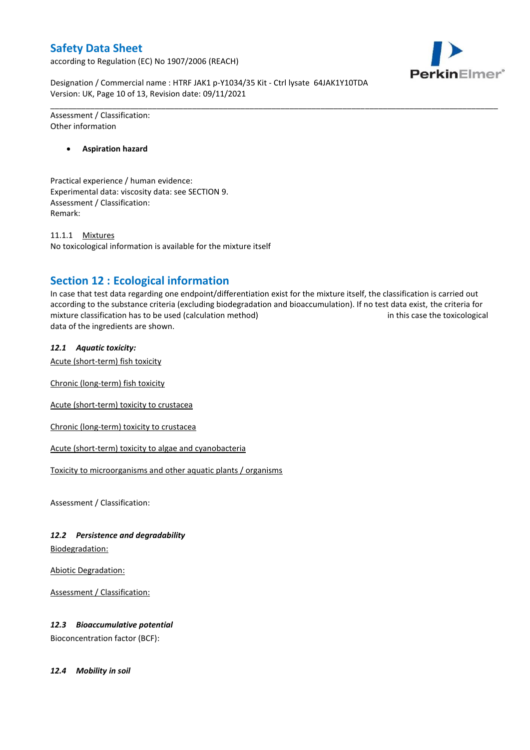Assessment / Classification:
Other information

- **Aspiration hazard**

Practical experience / human evidence:
Experimental data: viscosity data: see SECTION 9.
Assessment / Classification:
Remark:

11.1.1 Mixtures
No toxicological information is available for the mixture itself

## Section 12 : Ecological information

In case that test data regarding one endpoint/differentiation exist for the mixture itself, the classification is carried out according to the substance criteria (excluding biodegradation and bioaccumulation). If no test data exist, the criteria for mixture classification has to be used (calculation method) in this case the toxicological data of the ingredients are shown.

### *12.1 Aquatic toxicity:*

Acute (short-term) fish toxicity

Chronic (long-term) fish toxicity

Acute (short-term) toxicity to crustacea

Chronic (long-term) toxicity to crustacea

Acute (short-term) toxicity to algae and cyanobacteria

Toxicity to microorganisms and other aquatic plants / organisms

Assessment / Classification:

### *12.2 Persistence and degradability*

Biodegradation:

Abiotic Degradation:

Assessment / Classification:

### *12.3 Bioaccumulative potential*

Bioconcentration factor (BCF):

### *12.4 Mobility in soil*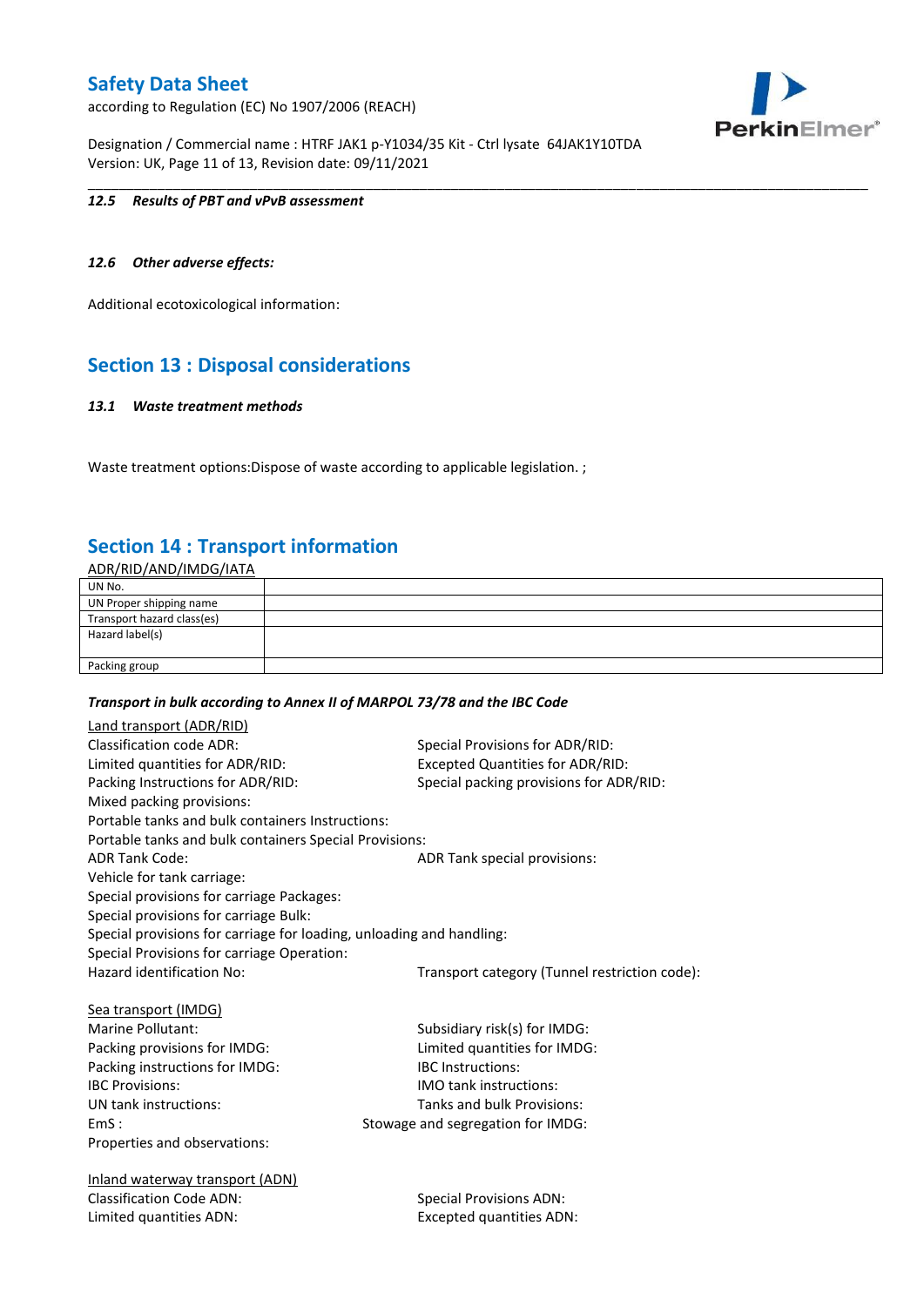### 12.5 Results of PBT and vPvB assessment

### 12.6 Other adverse effects:

Additional ecotoxicological information:

## Section 13 : Disposal considerations

### 13.1 Waste treatment methods

Waste treatment options:Dispose of waste according to applicable legislation. ;

## Section 14 : Transport information

ADR/RID/AND/IMDG/IATA

| | |
|---|---|
| UN No. | |
| UN Proper shipping name | |
| Transport hazard class(es) | |
| Hazard label(s) | |
| Packing group | |

***Transport in bulk according to Annex II of MARPOL 73/78 and the IBC Code***

Land transport (ADR/RID)

Classification code ADR:
Special Provisions for ADR/RID:
Limited quantities for ADR/RID:
Excepted Quantities for ADR/RID:
Packing Instructions for ADR/RID:
Special packing provisions for ADR/RID:
Mixed packing provisions:
Portable tanks and bulk containers Instructions:
Portable tanks and bulk containers Special Provisions:
ADR Tank Code:
ADR Tank special provisions:
Vehicle for tank carriage:
Special provisions for carriage Packages:
Special provisions for carriage Bulk:
Special provisions for carriage for loading, unloading and handling:
Special Provisions for carriage Operation:
Hazard identification No:
Transport category (Tunnel restriction code):

Sea transport (IMDG)

Marine Pollutant:
Subsidiary risk(s) for IMDG:
Packing provisions for IMDG:
Limited quantities for IMDG:
Packing instructions for IMDG:
IBC Instructions:
IBC Provisions:
IMO tank instructions:
UN tank instructions:
Tanks and bulk Provisions:
EmS :
Stowage and segregation for IMDG:
Properties and observations:

Inland waterway transport (ADN)

Classification Code ADN:
Special Provisions ADN:
Limited quantities ADN:
Excepted quantities ADN: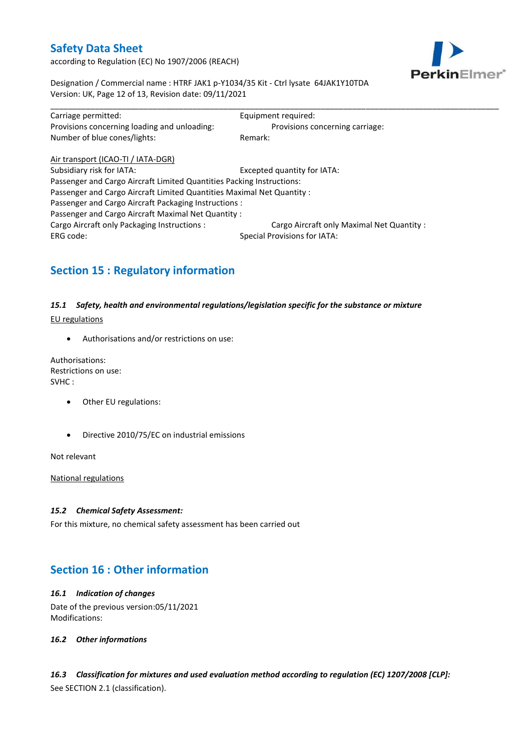Carriage permitted: Equipment required:
Provisions concerning loading and unloading: Provisions concerning carriage:
Number of blue cones/lights: Remark:

Air transport (ICAO-TI / IATA-DGR)
Subsidiary risk for IATA: Excepted quantity for IATA:
Passenger and Cargo Aircraft Limited Quantities Packing Instructions:
Passenger and Cargo Aircraft Limited Quantities Maximal Net Quantity :
Passenger and Cargo Aircraft Packaging Instructions :
Passenger and Cargo Aircraft Maximal Net Quantity :
Cargo Aircraft only Packaging Instructions : Cargo Aircraft only Maximal Net Quantity :
ERG code: Special Provisions for IATA:

## Section 15 : Regulatory information

### *15.1 Safety, health and environmental regulations/legislation specific for the substance or mixture*

EU regulations

- Authorisations and/or restrictions on use:

Authorisations:
Restrictions on use:
SVHC :

- Other EU regulations:

- Directive 2010/75/EC on industrial emissions

Not relevant

National regulations

### *15.2 Chemical Safety Assessment:*

For this mixture, no chemical safety assessment has been carried out

## Section 16 : Other information

### *16.1 Indication of changes*

Date of the previous version:05/11/2021
Modifications:

### *16.2 Other informations*

### *16.3 Classification for mixtures and used evaluation method according to regulation (EC) 1207/2008 [CLP]:*

See SECTION 2.1 (classification).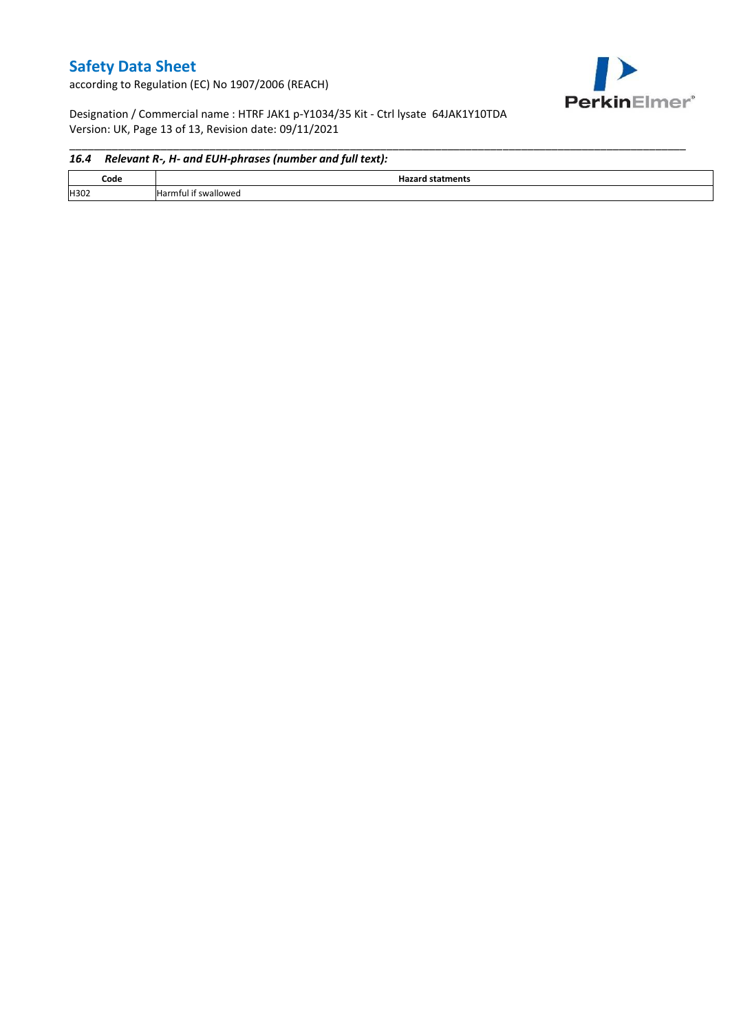### *16.4 Relevant R-, H- and EUH-phrases (number and full text):*

| Code | Hazard statments |
| --- | --- |
| H302 | Harmful if swallowed |